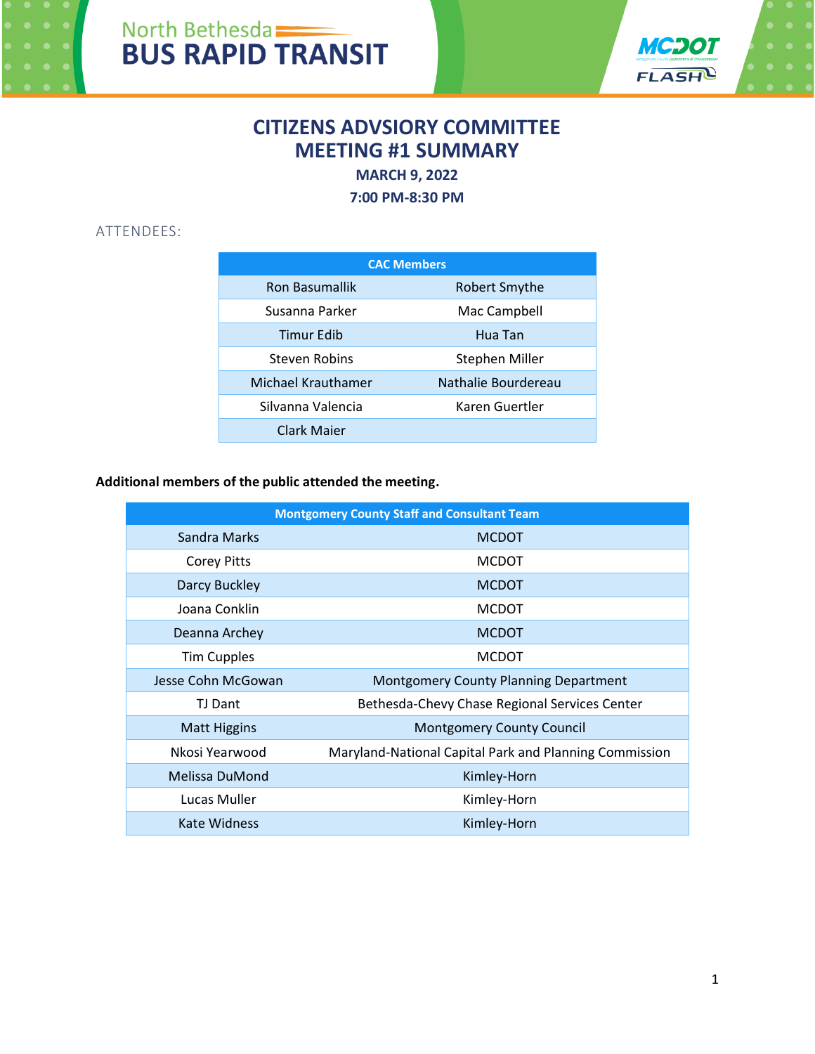North Bethesda
BUS RAPID TRANSIT

MCDOT FLASH

# CITIZENS ADVSIORY COMMITTEE MEETING #1 SUMMARY

### MARCH 9, 2022

### 7:00 PM-8:30 PM

ATTENDEES:

| CAC Members | |
|---|---|
| Ron Basumallik | Robert Smythe |
| Susanna Parker | Mac Campbell |
| Timur Edib | Hua Tan |
| Steven Robins | Stephen Miller |
| Michael Krauthamer | Nathalie Bourdereau |
| Silvanna Valencia | Karen Guertler |
| Clark Maier | |

**Additional members of the public attended the meeting.**

| Montgomery County Staff and Consultant Team | |
|---|---|
| Sandra Marks | MCDOT |
| Corey Pitts | MCDOT |
| Darcy Buckley | MCDOT |
| Joana Conklin | MCDOT |
| Deanna Archey | MCDOT |
| Tim Cupples | MCDOT |
| Jesse Cohn McGowan | Montgomery County Planning Department |
| TJ Dant | Bethesda-Chevy Chase Regional Services Center |
| Matt Higgins | Montgomery County Council |
| Nkosi Yearwood | Maryland-National Capital Park and Planning Commission |
| Melissa DuMond | Kimley-Horn |
| Lucas Muller | Kimley-Horn |
| Kate Widness | Kimley-Horn |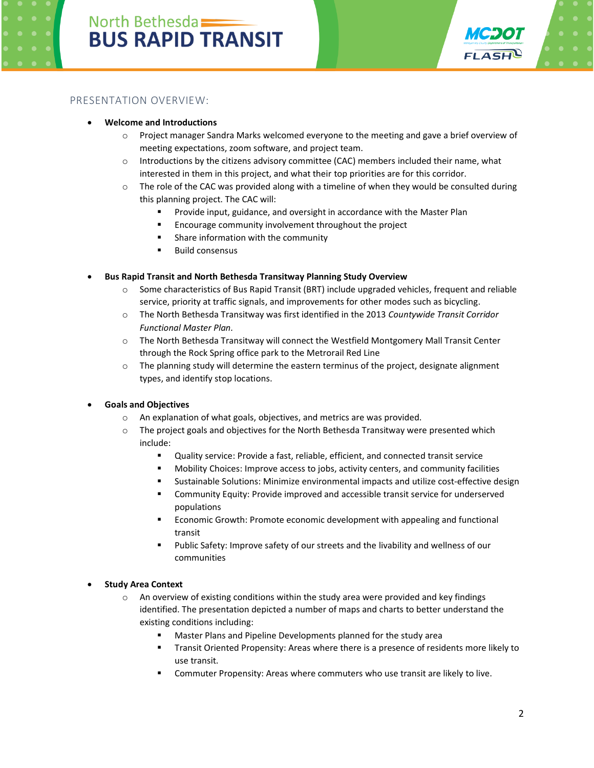## PRESENTATION OVERVIEW:

- **Welcome and Introductions**
  - Project manager Sandra Marks welcomed everyone to the meeting and gave a brief overview of meeting expectations, zoom software, and project team.
  - Introductions by the citizens advisory committee (CAC) members included their name, what interested in them in this project, and what their top priorities are for this corridor.
  - The role of the CAC was provided along with a timeline of when they would be consulted during this planning project. The CAC will:
    - Provide input, guidance, and oversight in accordance with the Master Plan
    - Encourage community involvement throughout the project
    - Share information with the community
    - Build consensus

- **Bus Rapid Transit and North Bethesda Transitway Planning Study Overview**
  - Some characteristics of Bus Rapid Transit (BRT) include upgraded vehicles, frequent and reliable service, priority at traffic signals, and improvements for other modes such as bicycling.
  - The North Bethesda Transitway was first identified in the 2013 *Countywide Transit Corridor Functional Master Plan.*
  - The North Bethesda Transitway will connect the Westfield Montgomery Mall Transit Center through the Rock Spring office park to the Metrorail Red Line
  - The planning study will determine the eastern terminus of the project, designate alignment types, and identify stop locations.

- **Goals and Objectives**
  - An explanation of what goals, objectives, and metrics are was provided.
  - The project goals and objectives for the North Bethesda Transitway were presented which include:
    - Quality service: Provide a fast, reliable, efficient, and connected transit service
    - Mobility Choices: Improve access to jobs, activity centers, and community facilities
    - Sustainable Solutions: Minimize environmental impacts and utilize cost-effective design
    - Community Equity: Provide improved and accessible transit service for underserved populations
    - Economic Growth: Promote economic development with appealing and functional transit
    - Public Safety: Improve safety of our streets and the livability and wellness of our communities

- **Study Area Context**
  - An overview of existing conditions within the study area were provided and key findings identified. The presentation depicted a number of maps and charts to better understand the existing conditions including:
    - Master Plans and Pipeline Developments planned for the study area
    - Transit Oriented Propensity: Areas where there is a presence of residents more likely to use transit.
    - Commuter Propensity: Areas where commuters who use transit are likely to live.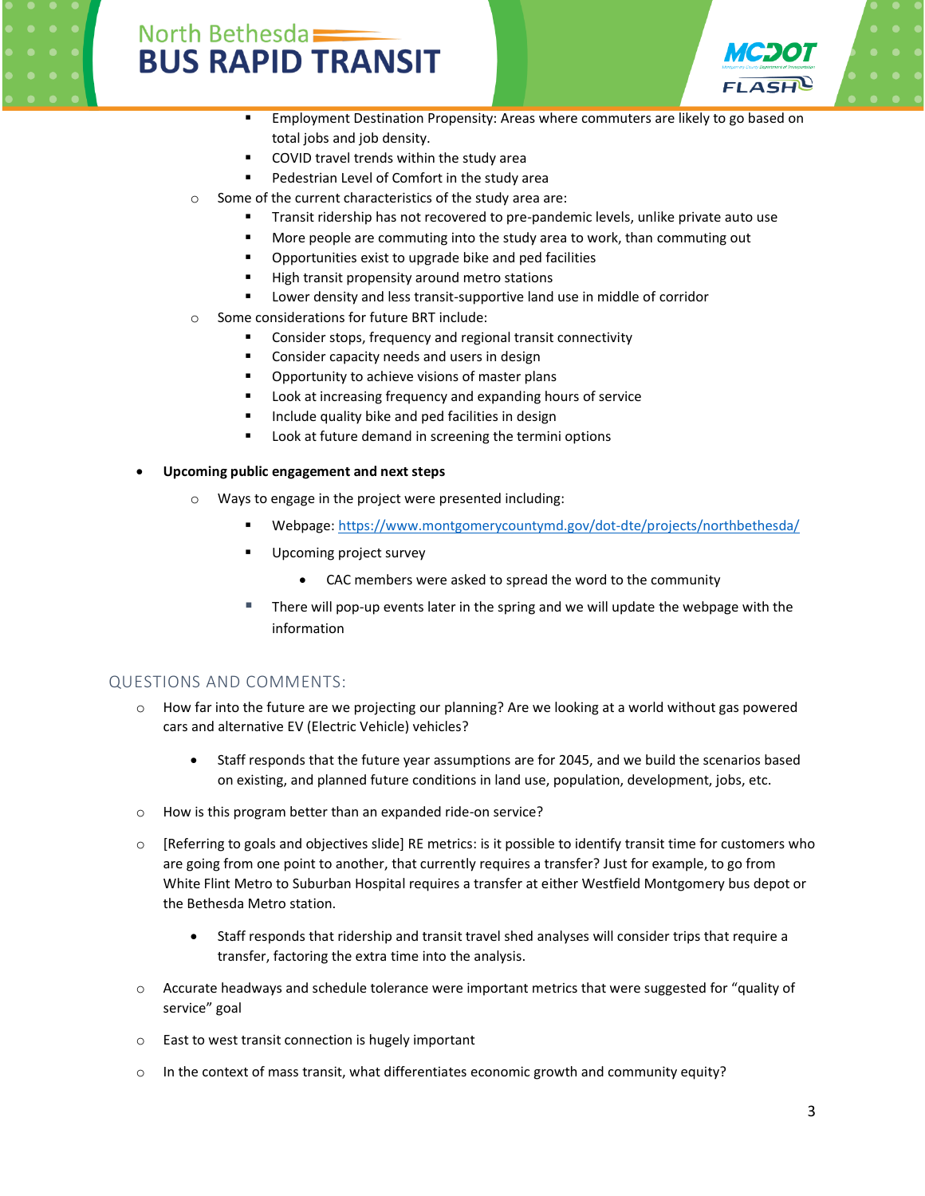- Employment Destination Propensity: Areas where commuters are likely to go based on total jobs and job density.
        - COVID travel trends within the study area
        - Pedestrian Level of Comfort in the study area
    - Some of the current characteristics of the study area are:
        - Transit ridership has not recovered to pre-pandemic levels, unlike private auto use
        - More people are commuting into the study area to work, than commuting out
        - Opportunities exist to upgrade bike and ped facilities
        - High transit propensity around metro stations
        - Lower density and less transit-supportive land use in middle of corridor
    - Some considerations for future BRT include:
        - Consider stops, frequency and regional transit connectivity
        - Consider capacity needs and users in design
        - Opportunity to achieve visions of master plans
        - Look at increasing frequency and expanding hours of service
        - Include quality bike and ped facilities in design
        - Look at future demand in screening the termini options

- **Upcoming public engagement and next steps**
    - Ways to engage in the project were presented including:
        - Webpage: https://www.montgomerycountymd.gov/dot-dte/projects/northbethesda/
        - Upcoming project survey
            - CAC members were asked to spread the word to the community
        - There will pop-up events later in the spring and we will update the webpage with the information

## QUESTIONS AND COMMENTS:

- How far into the future are we projecting our planning? Are we looking at a world without gas powered cars and alternative EV (Electric Vehicle) vehicles?
    - Staff responds that the future year assumptions are for 2045, and we build the scenarios based on existing, and planned future conditions in land use, population, development, jobs, etc.
- How is this program better than an expanded ride-on service?
- [Referring to goals and objectives slide] RE metrics: is it possible to identify transit time for customers who are going from one point to another, that currently requires a transfer? Just for example, to go from White Flint Metro to Suburban Hospital requires a transfer at either Westfield Montgomery bus depot or the Bethesda Metro station.
    - Staff responds that ridership and transit travel shed analyses will consider trips that require a transfer, factoring the extra time into the analysis.
- Accurate headways and schedule tolerance were important metrics that were suggested for "quality of service" goal
- East to west transit connection is hugely important
- In the context of mass transit, what differentiates economic growth and community equity?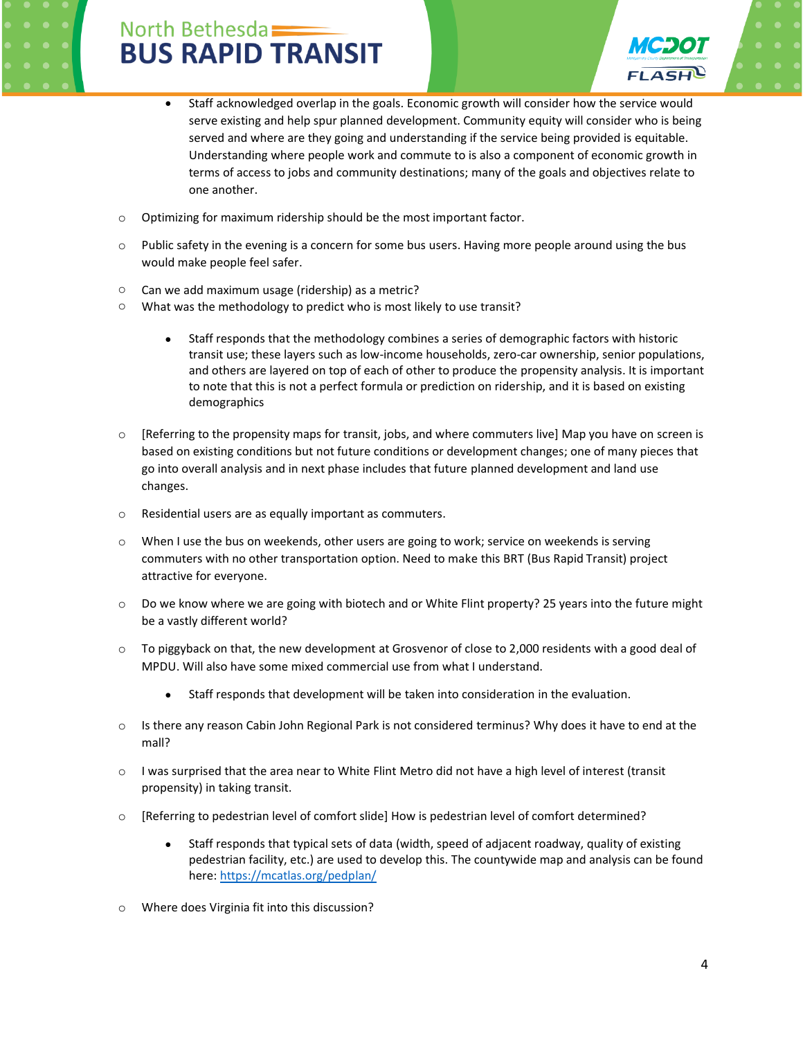- Staff acknowledged overlap in the goals. Economic growth will consider how the service would serve existing and help spur planned development. Community equity will consider who is being served and where are they going and understanding if the service being provided is equitable. Understanding where people work and commute to is also a component of economic growth in terms of access to jobs and community destinations; many of the goals and objectives relate to one another.

- Optimizing for maximum ridership should be the most important factor.

- Public safety in the evening is a concern for some bus users. Having more people around using the bus would make people feel safer.

- Can we add maximum usage (ridership) as a metric?
- What was the methodology to predict who is most likely to use transit?

    - Staff responds that the methodology combines a series of demographic factors with historic transit use; these layers such as low-income households, zero-car ownership, senior populations, and others are layered on top of each of other to produce the propensity analysis. It is important to note that this is not a perfect formula or prediction on ridership, and it is based on existing demographics

- [Referring to the propensity maps for transit, jobs, and where commuters live] Map you have on screen is based on existing conditions but not future conditions or development changes; one of many pieces that go into overall analysis and in next phase includes that future planned development and land use changes.

- Residential users are as equally important as commuters.

- When I use the bus on weekends, other users are going to work; service on weekends is serving commuters with no other transportation option. Need to make this BRT (Bus Rapid Transit) project attractive for everyone.

- Do we know where we are going with biotech and or White Flint property? 25 years into the future might be a vastly different world?

- To piggyback on that, the new development at Grosvenor of close to 2,000 residents with a good deal of MPDU. Will also have some mixed commercial use from what I understand.

    - Staff responds that development will be taken into consideration in the evaluation.

- Is there any reason Cabin John Regional Park is not considered terminus? Why does it have to end at the mall?

- I was surprised that the area near to White Flint Metro did not have a high level of interest (transit propensity) in taking transit.

- [Referring to pedestrian level of comfort slide] How is pedestrian level of comfort determined?

    - Staff responds that typical sets of data (width, speed of adjacent roadway, quality of existing pedestrian facility, etc.) are used to develop this. The countywide map and analysis can be found here: https://mcatlas.org/pedplan/

- Where does Virginia fit into this discussion?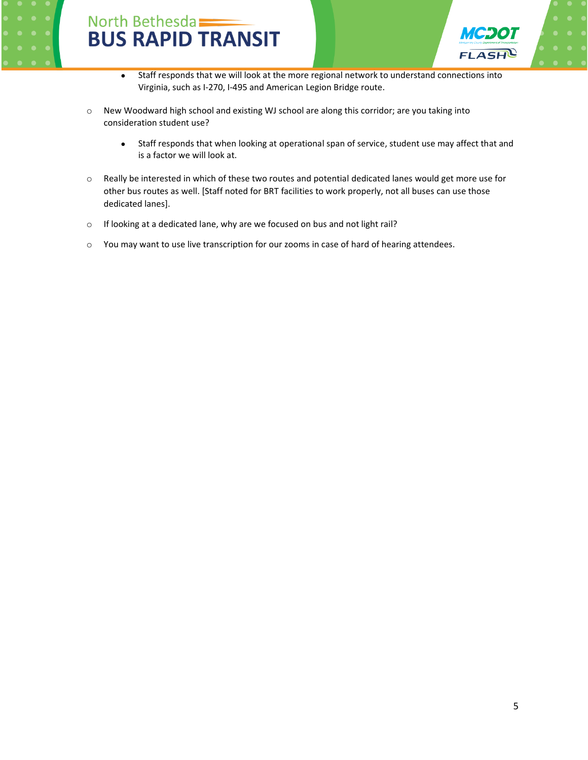- Staff responds that we will look at the more regional network to understand connections into Virginia, such as I-270, I-495 and American Legion Bridge route.

- New Woodward high school and existing WJ school are along this corridor; are you taking into consideration student use?
    - Staff responds that when looking at operational span of service, student use may affect that and is a factor we will look at.
- Really be interested in which of these two routes and potential dedicated lanes would get more use for other bus routes as well. [Staff noted for BRT facilities to work properly, not all buses can use those dedicated lanes].
- If looking at a dedicated lane, why are we focused on bus and not light rail?
- You may want to use live transcription for our zooms in case of hard of hearing attendees.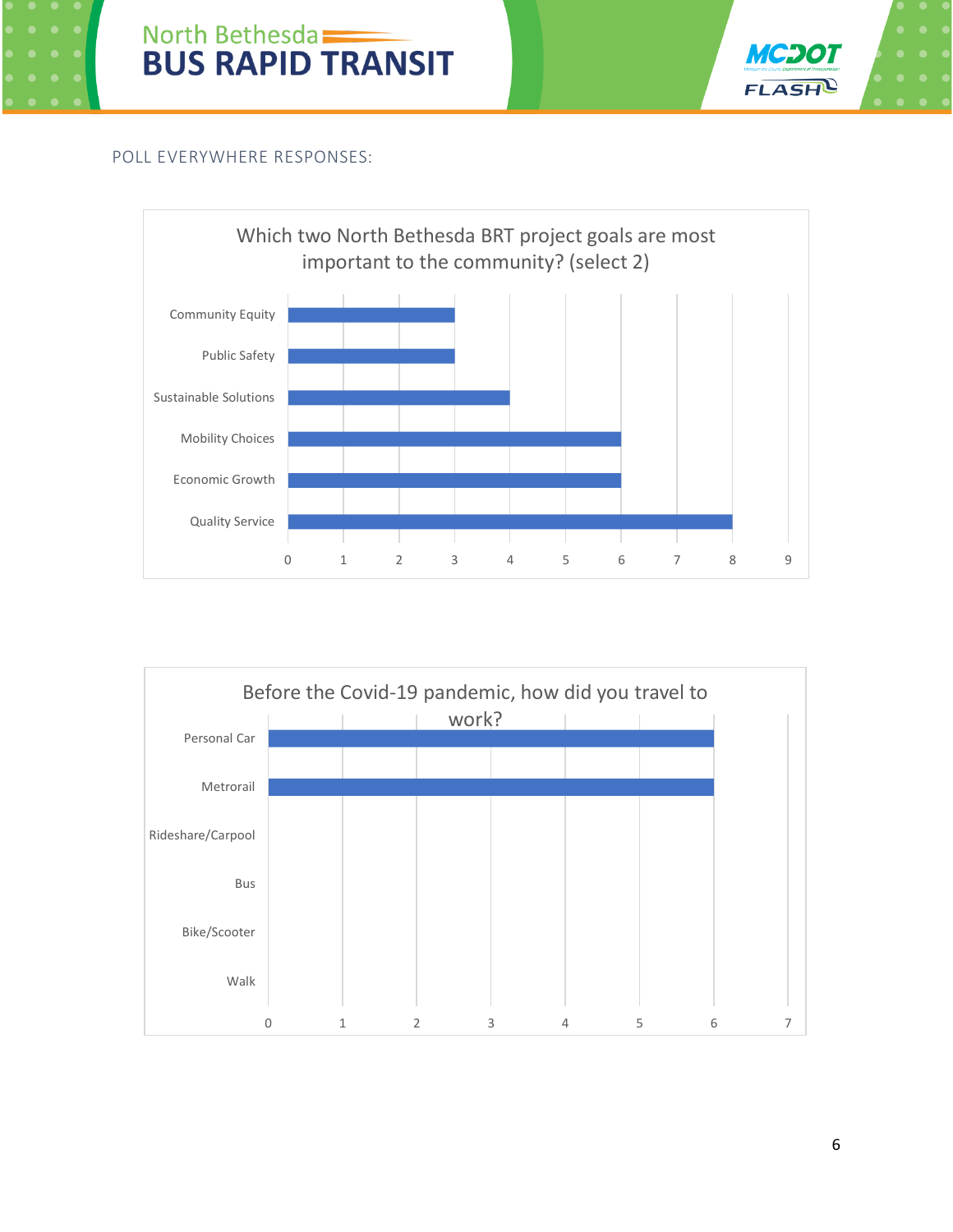POLL EVERYWHERE RESPONSES:

Which two North Bethesda BRT project goals are most important to the community? (select 2)

Community Equity
Public Safety
Sustainable Solutions
Mobility Choices
Economic Growth
Quality Service

0 1 2 3 4 5 6 7 8 9

Before the Covid-19 pandemic, how did you travel to work?

Personal Car
Metrorail
Rideshare/Carpool
Bus
Bike/Scooter
Walk

0 1 2 3 4 5 6 7